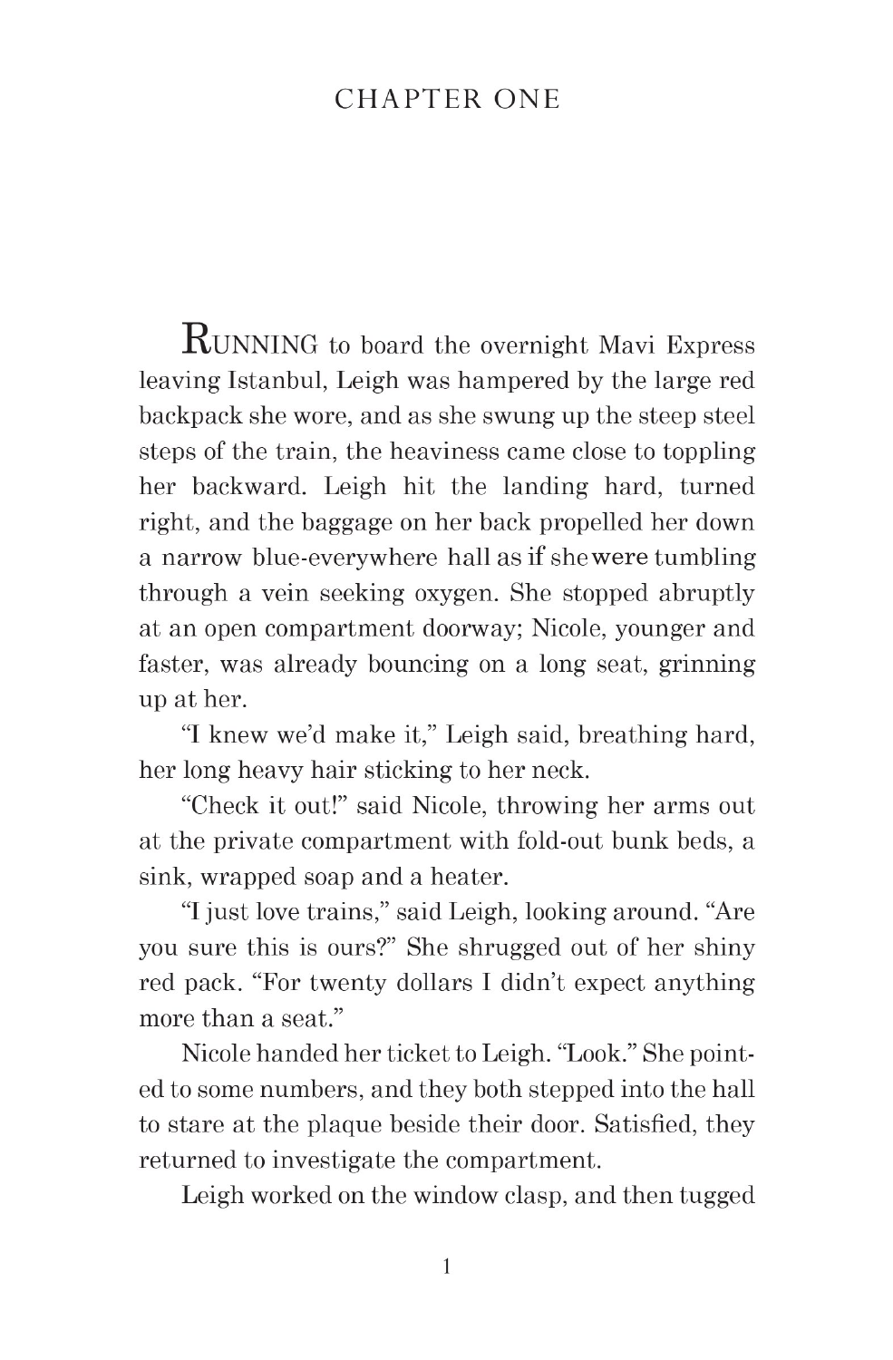# CHAPTER ONE

RUNNING to board the overnight Mavi Express leaving Istanbul, Leigh was hampered by the large red backpack she wore, and as she swung up the steep steel steps of the train, the heaviness came close to toppling her backward. Leigh hit the landing hard, turned right, and the baggage on her back propelled her down a narrow blue-everywhere hall as if she were tumbling through a vein seeking oxygen. She stopped abruptly at an open compartment doorway; Nicole, younger and faster, was already bouncing on a long seat, grinning up at her.

"I knew we'd make it," Leigh said, breathing hard, her long heavy hair sticking to her neck.

"Check it out!" said Nicole, throwing her arms out at the private compartment with fold-out bunk beds, a sink, wrapped soap and a heater.

"I just love trains," said Leigh, looking around. "Are you sure this is ours?" She shrugged out of her shiny red pack. "For twenty dollars I didn't expect anything more than a seat."

Nicole handed her ticket to Leigh. "Look." She pointed to some numbers, and they both stepped into the hall to stare at the plaque beside their door. Satisfied, they returned to investigate the compartment.

Leigh worked on the window clasp, and then tugged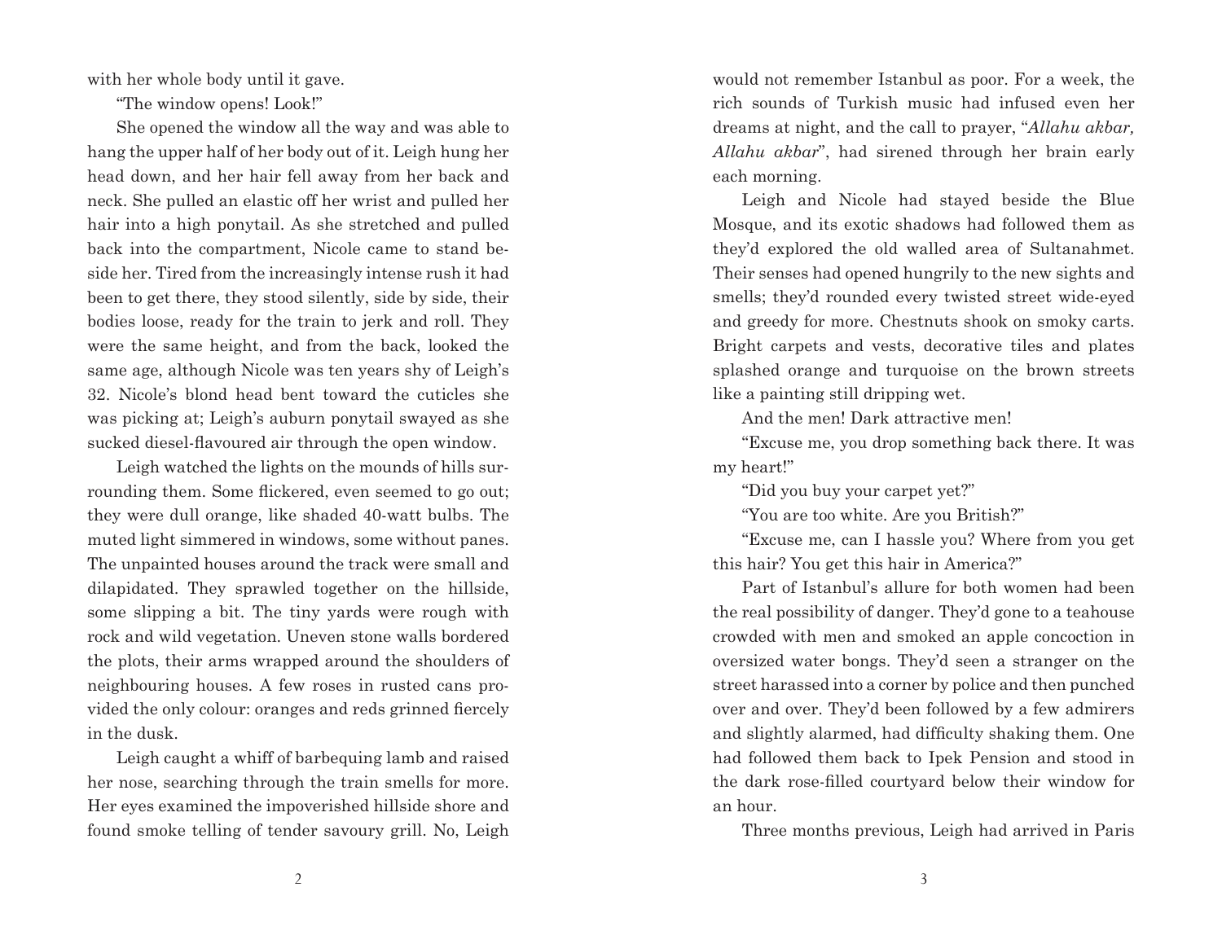with her whole body until it gave.

"The window opens! Look!"

She opened the window all the way and was able to hang the upper half of her body out of it. Leigh hung her head down, and her hair fell away from her back and neck. She pulled an elastic off her wrist and pulled her hair into a high ponytail. As she stretched and pulled back into the compartment, Nicole came to stand beside her. Tired from the increasingly intense rush it had been to get there, they stood silently, side by side, their bodies loose, ready for the train to jerk and roll. They were the same height, and from the back, looked the same age, although Nicole was ten years shy of Leigh's 32. Nicole's blond head bent toward the cuticles she was picking at; Leigh's auburn ponytail swayed as she sucked diesel-flavoured air through the open window.

Leigh watched the lights on the mounds of hills surrounding them. Some flickered, even seemed to go out; they were dull orange, like shaded 40-watt bulbs. The muted light simmered in windows, some without panes. The unpainted houses around the track were small and dilapidated. They sprawled together on the hillside, some slipping a bit. The tiny yards were rough with rock and wild vegetation. Uneven stone walls bordered the plots, their arms wrapped around the shoulders of neighbouring houses. A few roses in rusted cans provided the only colour: oranges and reds grinned fiercely in the dusk.

Leigh caught a whiff of barbequing lamb and raised her nose, searching through the train smells for more. Her eyes examined the impoverished hillside shore and found smoke telling of tender savoury grill. No, Leigh would not remember Istanbul as poor. For a week, the rich sounds of Turkish music had infused even her dreams at night, and the call to prayer, "*Allahu akbar, Allahu akbar*", had sirened through her brain early each morning.

Leigh and Nicole had stayed beside the Blue Mosque, and its exotic shadows had followed them as they'd explored the old walled area of Sultanahmet. Their senses had opened hungrily to the new sights and smells; they'd rounded every twisted street wide-eyed and greedy for more. Chestnuts shook on smoky carts. Bright carpets and vests, decorative tiles and plates splashed orange and turquoise on the brown streets like a painting still dripping wet.

And the men! Dark attractive men!

"Excuse me, you drop something back there. It was my heart!"

"Did you buy your carpet yet?"

"You are too white. Are you British?"

"Excuse me, can I hassle you? Where from you get this hair? You get this hair in America?"

Part of Istanbul's allure for both women had been the real possibility of danger. They'd gone to a teahouse crowded with men and smoked an apple concoction in oversized water bongs. They'd seen a stranger on the street harassed into a corner by police and then punched over and over. They'd been followed by a few admirers and slightly alarmed, had difficulty shaking them. One had followed them back to Ipek Pension and stood in the dark rose-filled courtyard below their window for an hour.

Three months previous, Leigh had arrived in Paris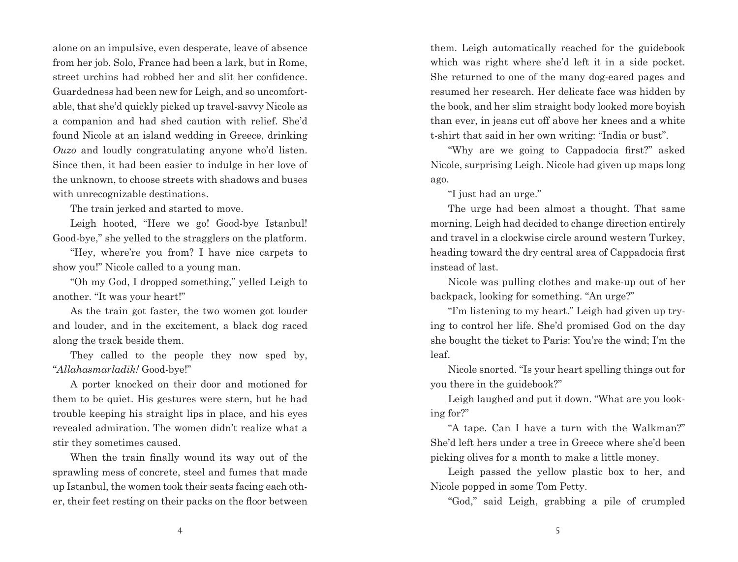alone on an impulsive, even desperate, leave of absence from her job. Solo, France had been a lark, but in Rome, street urchins had robbed her and slit her confidence. Guardedness had been new for Leigh, and so uncomfortable, that she'd quickly picked up travel-savvy Nicole as a companion and had shed caution with relief. She'd found Nicole at an island wedding in Greece, drinking *Ouzo* and loudly congratulating anyone who'd listen. Since then, it had been easier to indulge in her love of the unknown, to choose streets with shadows and buses with unrecognizable destinations.

The train jerked and started to move.

Leigh hooted, "Here we go! Good-bye Istanbul! Good-bye," she yelled to the stragglers on the platform.

"Hey, where're you from? I have nice carpets to show you!" Nicole called to a young man.

"Oh my God, I dropped something," yelled Leigh to another. "It was your heart!"

As the train got faster, the two women got louder and louder, and in the excitement, a black dog raced along the track beside them.

They called to the people they now sped by, "*Allahasmarladik!* Good-bye!"

A porter knocked on their door and motioned for them to be quiet. His gestures were stern, but he had trouble keeping his straight lips in place, and his eyes revealed admiration. The women didn't realize what a stir they sometimes caused.

When the train finally wound its way out of the sprawling mess of concrete, steel and fumes that made up Istanbul, the women took their seats facing each other, their feet resting on their packs on the floor between them. Leigh automatically reached for the guidebook which was right where she'd left it in a side pocket. She returned to one of the many dog-eared pages and resumed her research. Her delicate face was hidden by the book, and her slim straight body looked more boyish than ever, in jeans cut off above her knees and a white t-shirt that said in her own writing: "India or bust".

"Why are we going to Cappadocia first?" asked Nicole, surprising Leigh. Nicole had given up maps long ago.

"I just had an urge."

The urge had been almost a thought. That same morning, Leigh had decided to change direction entirely and travel in a clockwise circle around western Turkey, heading toward the dry central area of Cappadocia first instead of last.

Nicole was pulling clothes and make-up out of her backpack, looking for something. "An urge?"

"I'm listening to my heart." Leigh had given up trying to control her life. She'd promised God on the day she bought the ticket to Paris: You're the wind; I'm the leaf.

Nicole snorted. "Is your heart spelling things out for you there in the guidebook?"

Leigh laughed and put it down. "What are you looking for?"

"A tape. Can I have a turn with the Walkman?" She'd left hers under a tree in Greece where she'd been picking olives for a month to make a little money.

Leigh passed the yellow plastic box to her, and Nicole popped in some Tom Petty.

"God," said Leigh, grabbing a pile of crumpled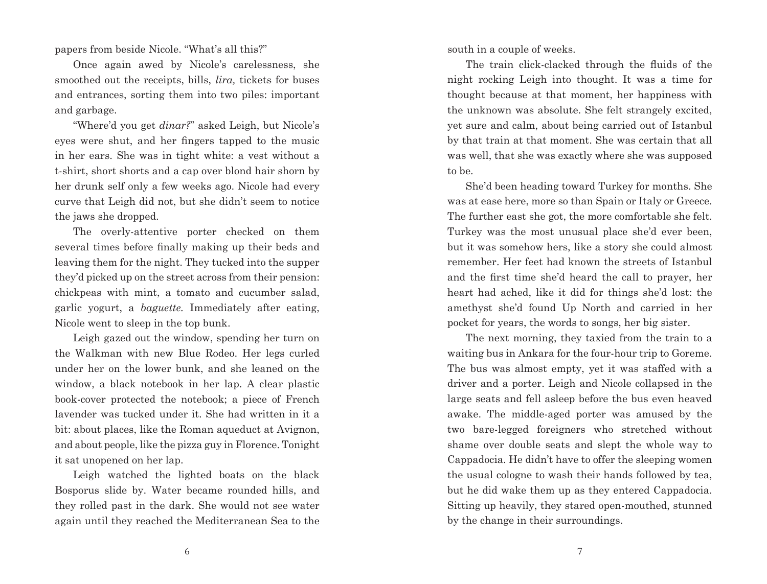papers from beside Nicole. "What's all this?"

Once again awed by Nicole's carelessness, she smoothed out the receipts, bills, *lira,* tickets for buses and entrances, sorting them into two piles: important and garbage.

"Where'd you get *dinar?*" asked Leigh, but Nicole's eyes were shut, and her fingers tapped to the music in her ears. She was in tight white: a vest without a t-shirt, short shorts and a cap over blond hair shorn by her drunk self only a few weeks ago. Nicole had every curve that Leigh did not, but she didn't seem to notice the jaws she dropped.

The overly-attentive porter checked on them several times before finally making up their beds and leaving them for the night. They tucked into the supper they'd picked up on the street across from their pension: chickpeas with mint, a tomato and cucumber salad, garlic yogurt, a *baguette.* Immediately after eating, Nicole went to sleep in the top bunk.

Leigh gazed out the window, spending her turn on the Walkman with new Blue Rodeo. Her legs curled under her on the lower bunk, and she leaned on the window, a black notebook in her lap. A clear plastic book-cover protected the notebook; a piece of French lavender was tucked under it. She had written in it a bit: about places, like the Roman aqueduct at Avignon, and about people, like the pizza guy in Florence. Tonight it sat unopened on her lap.

Leigh watched the lighted boats on the black Bosporus slide by. Water became rounded hills, and they rolled past in the dark. She would not see water again until they reached the Mediterranean Sea to the south in a couple of weeks.

The train click-clacked through the fluids of the night rocking Leigh into thought. It was a time for thought because at that moment, her happiness with the unknown was absolute. She felt strangely excited, yet sure and calm, about being carried out of Istanbul by that train at that moment. She was certain that all was well, that she was exactly where she was supposed to be.

She'd been heading toward Turkey for months. She was at ease here, more so than Spain or Italy or Greece. The further east she got, the more comfortable she felt. Turkey was the most unusual place she'd ever been, but it was somehow hers, like a story she could almost remember. Her feet had known the streets of Istanbul and the first time she'd heard the call to prayer, her heart had ached, like it did for things she'd lost: the amethyst she'd found Up North and carried in her pocket for years, the words to songs, her big sister.

The next morning, they taxied from the train to a waiting bus in Ankara for the four-hour trip to Goreme. The bus was almost empty, yet it was staffed with a driver and a porter. Leigh and Nicole collapsed in the large seats and fell asleep before the bus even heaved awake. The middle-aged porter was amused by the two bare-legged foreigners who stretched without shame over double seats and slept the whole way to Cappadocia. He didn't have to offer the sleeping women the usual cologne to wash their hands followed by tea, but he did wake them up as they entered Cappadocia. Sitting up heavily, they stared open-mouthed, stunned by the change in their surroundings.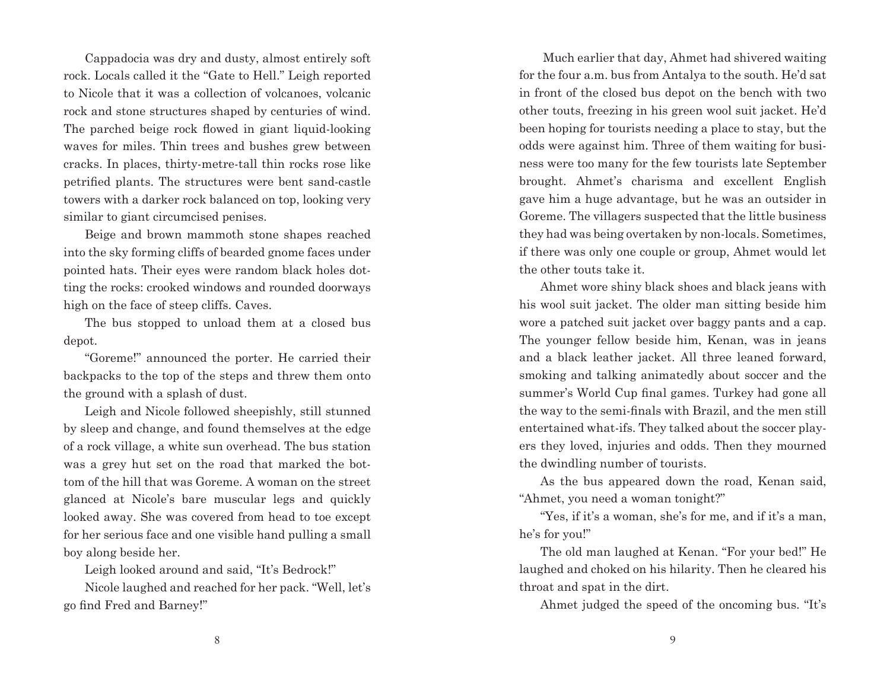Cappadocia was dry and dusty, almost entirely soft rock. Locals called it the "Gate to Hell." Leigh reported to Nicole that it was a collection of volcanoes, volcanic rock and stone structures shaped by centuries of wind. The parched beige rock flowed in giant liquid-looking waves for miles. Thin trees and bushes grew between cracks. In places, thirty-metre-tall thin rocks rose like petrified plants. The structures were bent sand-castle towers with a darker rock balanced on top, looking very similar to giant circumcised penises.

Beige and brown mammoth stone shapes reached into the sky forming cliffs of bearded gnome faces under pointed hats. Their eyes were random black holes dotting the rocks: crooked windows and rounded doorways high on the face of steep cliffs. Caves.

The bus stopped to unload them at a closed bus depot.

"Goreme!" announced the porter. He carried their backpacks to the top of the steps and threw them onto the ground with a splash of dust.

Leigh and Nicole followed sheepishly, still stunned by sleep and change, and found themselves at the edge of a rock village, a white sun overhead. The bus station was a grey hut set on the road that marked the bottom of the hill that was Goreme. A woman on the street glanced at Nicole's bare muscular legs and quickly looked away. She was covered from head to toe except for her serious face and one visible hand pulling a small boy along beside her.

Leigh looked around and said, "It's Bedrock!"

Nicole laughed and reached for her pack. "Well, let's go find Fred and Barney!"

Much earlier that day, Ahmet had shivered waiting for the four a.m. bus from Antalya to the south. He'd sat in front of the closed bus depot on the bench with two other touts, freezing in his green wool suit jacket. He'd been hoping for tourists needing a place to stay, but the odds were against him. Three of them waiting for business were too many for the few tourists late September brought. Ahmet's charisma and excellent English gave him a huge advantage, but he was an outsider in Goreme. The villagers suspected that the little business they had was being overtaken by non-locals. Sometimes, if there was only one couple or group, Ahmet would let the other touts take it.

Ahmet wore shiny black shoes and black jeans with his wool suit jacket. The older man sitting beside him wore a patched suit jacket over baggy pants and a cap. The younger fellow beside him, Kenan, was in jeans and a black leather jacket. All three leaned forward, smoking and talking animatedly about soccer and the summer's World Cup final games. Turkey had gone all the way to the semi-finals with Brazil, and the men still entertained what-ifs. They talked about the soccer players they loved, injuries and odds. Then they mourned the dwindling number of tourists.

As the bus appeared down the road, Kenan said, "Ahmet, you need a woman tonight?"

"Yes, if it's a woman, she's for me, and if it's a man, he's for you!"

The old man laughed at Kenan. "For your bed!" He laughed and choked on his hilarity. Then he cleared his throat and spat in the dirt.

Ahmet judged the speed of the oncoming bus. "It's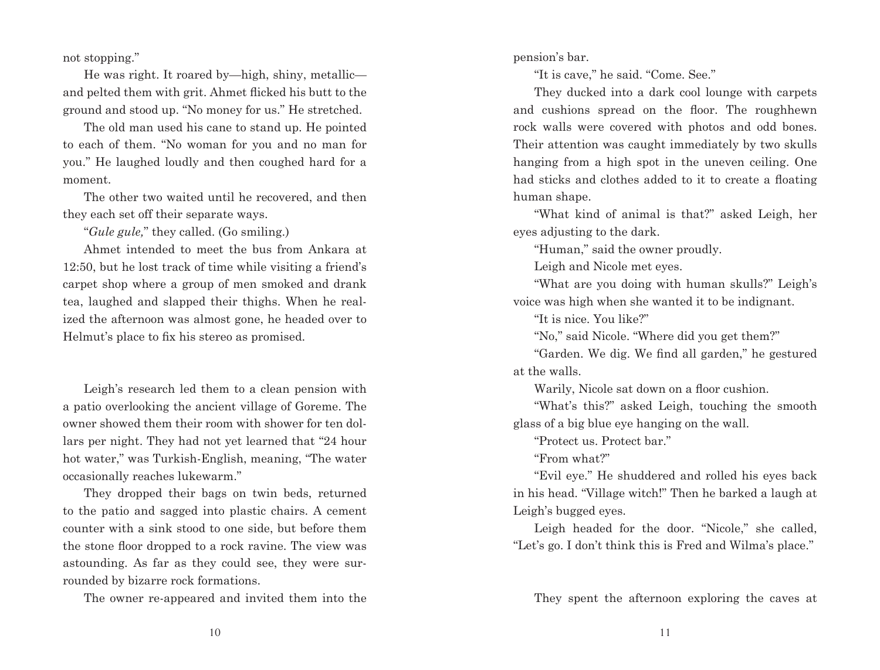not stopping."

He was right. It roared by—high, shiny, metallic—and pelted them with grit. Ahmet flicked his butt to the ground and stood up. "No money for us." He stretched.

The old man used his cane to stand up. He pointed to each of them. "No woman for you and no man for you." He laughed loudly and then coughed hard for a moment.

The other two waited until he recovered, and then they each set off their separate ways.

"*Gule gule,*" they called. (Go smiling.)

Ahmet intended to meet the bus from Ankara at 12:50, but he lost track of time while visiting a friend's carpet shop where a group of men smoked and drank tea, laughed and slapped their thighs. When he realized the afternoon was almost gone, he headed over to Helmut's place to fix his stereo as promised.

Leigh's research led them to a clean pension with a patio overlooking the ancient village of Goreme. The owner showed them their room with shower for ten dollars per night. They had not yet learned that "24 hour hot water," was Turkish-English, meaning, "The water occasionally reaches lukewarm."

They dropped their bags on twin beds, returned to the patio and sagged into plastic chairs. A cement counter with a sink stood to one side, but before them the stone floor dropped to a rock ravine. The view was astounding. As far as they could see, they were surrounded by bizarre rock formations.

The owner re-appeared and invited them into the pension's bar.

"It is cave," he said. "Come. See."

They ducked into a dark cool lounge with carpets and cushions spread on the floor. The roughhewn rock walls were covered with photos and odd bones. Their attention was caught immediately by two skulls hanging from a high spot in the uneven ceiling. One had sticks and clothes added to it to create a floating human shape.

"What kind of animal is that?" asked Leigh, her eyes adjusting to the dark.

"Human," said the owner proudly.

Leigh and Nicole met eyes.

"What are you doing with human skulls?" Leigh's voice was high when she wanted it to be indignant.

"It is nice. You like?"

"No," said Nicole. "Where did you get them?"

"Garden. We dig. We find all garden," he gestured at the walls.

Warily, Nicole sat down on a floor cushion.

"What's this?" asked Leigh, touching the smooth glass of a big blue eye hanging on the wall.

"Protect us. Protect bar."

"From what?"

"Evil eye." He shuddered and rolled his eyes back in his head. "Village witch!" Then he barked a laugh at Leigh's bugged eyes.

Leigh headed for the door. "Nicole," she called, "Let's go. I don't think this is Fred and Wilma's place."

They spent the afternoon exploring the caves at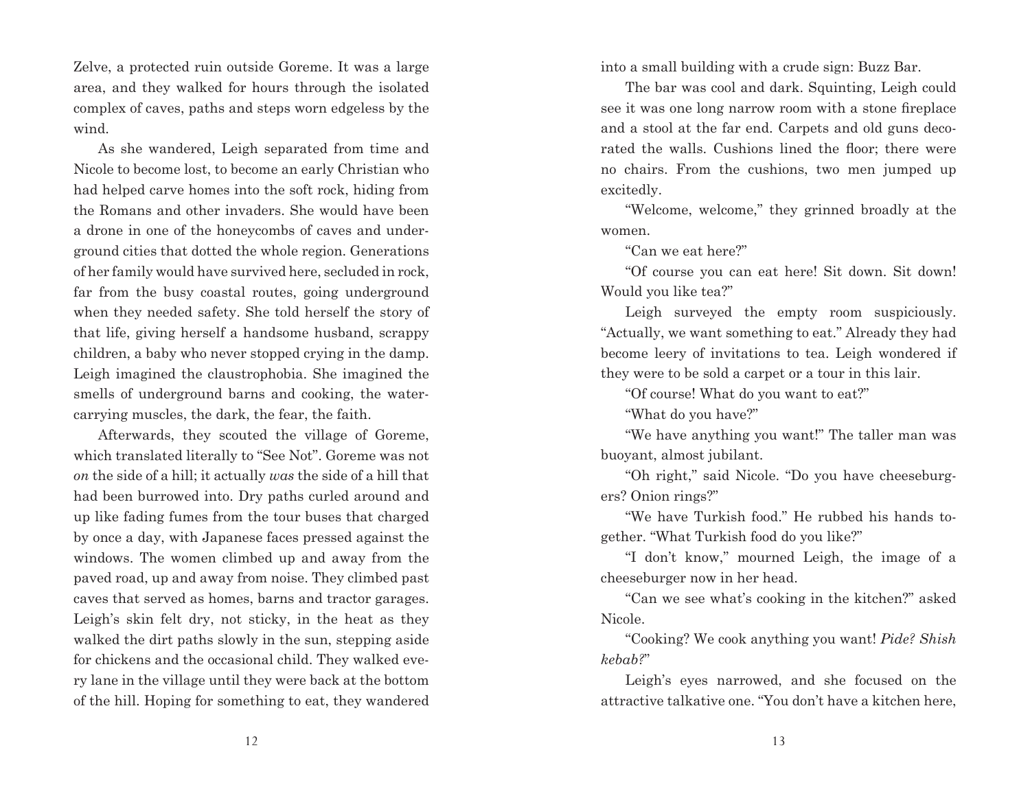Zelve, a protected ruin outside Goreme. It was a large area, and they walked for hours through the isolated complex of caves, paths and steps worn edgeless by the wind.

As she wandered, Leigh separated from time and Nicole to become lost, to become an early Christian who had helped carve homes into the soft rock, hiding from the Romans and other invaders. She would have been a drone in one of the honeycombs of caves and underground cities that dotted the whole region. Generations of her family would have survived here, secluded in rock, far from the busy coastal routes, going underground when they needed safety. She told herself the story of that life, giving herself a handsome husband, scrappy children, a baby who never stopped crying in the damp. Leigh imagined the claustrophobia. She imagined the smells of underground barns and cooking, the water-carrying muscles, the dark, the fear, the faith.

Afterwards, they scouted the village of Goreme, which translated literally to "See Not". Goreme was not *on* the side of a hill; it actually *was* the side of a hill that had been burrowed into. Dry paths curled around and up like fading fumes from the tour buses that charged by once a day, with Japanese faces pressed against the windows. The women climbed up and away from the paved road, up and away from noise. They climbed past caves that served as homes, barns and tractor garages. Leigh's skin felt dry, not sticky, in the heat as they walked the dirt paths slowly in the sun, stepping aside for chickens and the occasional child. They walked every lane in the village until they were back at the bottom of the hill. Hoping for something to eat, they wandered into a small building with a crude sign: Buzz Bar.

The bar was cool and dark. Squinting, Leigh could see it was one long narrow room with a stone fireplace and a stool at the far end. Carpets and old guns decorated the walls. Cushions lined the floor; there were no chairs. From the cushions, two men jumped up excitedly.

"Welcome, welcome," they grinned broadly at the women.

"Can we eat here?"

"Of course you can eat here! Sit down. Sit down! Would you like tea?"

Leigh surveyed the empty room suspiciously. "Actually, we want something to eat." Already they had become leery of invitations to tea. Leigh wondered if they were to be sold a carpet or a tour in this lair.

"Of course! What do you want to eat?"

"What do you have?"

"We have anything you want!" The taller man was buoyant, almost jubilant.

"Oh right," said Nicole. "Do you have cheeseburgers? Onion rings?"

"We have Turkish food." He rubbed his hands together. "What Turkish food do you like?"

"I don't know," mourned Leigh, the image of a cheeseburger now in her head.

"Can we see what's cooking in the kitchen?" asked Nicole.

"Cooking? We cook anything you want! *Pide? Shish kebab?*"

Leigh's eyes narrowed, and she focused on the attractive talkative one. "You don't have a kitchen here,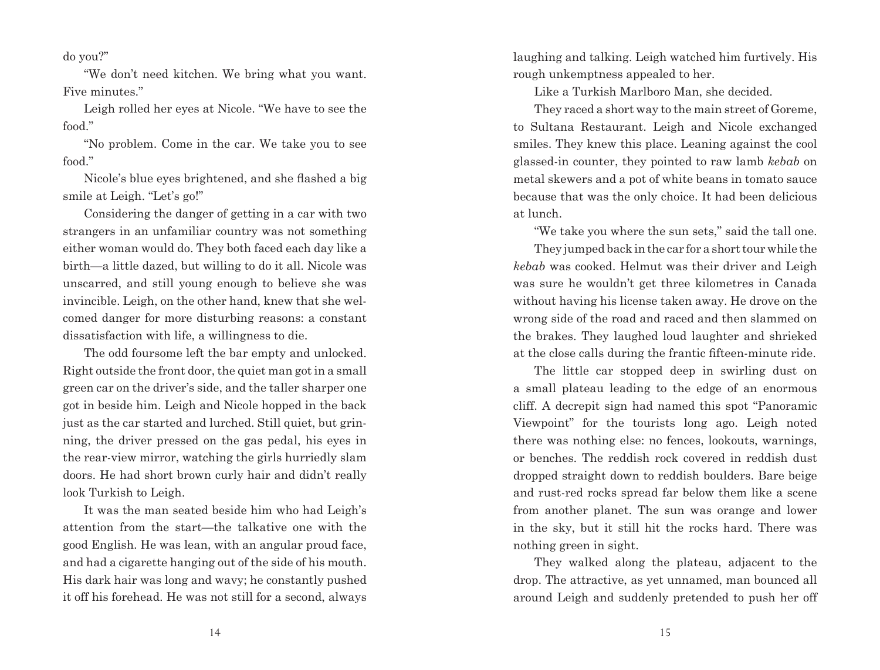do you?"

"We don't need kitchen. We bring what you want. Five minutes."

Leigh rolled her eyes at Nicole. "We have to see the food."

"No problem. Come in the car. We take you to see food."

Nicole's blue eyes brightened, and she flashed a big smile at Leigh. "Let's go!"

Considering the danger of getting in a car with two strangers in an unfamiliar country was not something either woman would do. They both faced each day like a birth—a little dazed, but willing to do it all. Nicole was unscarred, and still young enough to believe she was invincible. Leigh, on the other hand, knew that she welcomed danger for more disturbing reasons: a constant dissatisfaction with life, a willingness to die.

The odd foursome left the bar empty and unlocked. Right outside the front door, the quiet man got in a small green car on the driver's side, and the taller sharper one got in beside him. Leigh and Nicole hopped in the back just as the car started and lurched. Still quiet, but grinning, the driver pressed on the gas pedal, his eyes in the rear-view mirror, watching the girls hurriedly slam doors. He had short brown curly hair and didn't really look Turkish to Leigh.

It was the man seated beside him who had Leigh's attention from the start—the talkative one with the good English. He was lean, with an angular proud face, and had a cigarette hanging out of the side of his mouth. His dark hair was long and wavy; he constantly pushed it off his forehead. He was not still for a second, always laughing and talking. Leigh watched him furtively. His rough unkemptness appealed to her.

Like a Turkish Marlboro Man, she decided.

They raced a short way to the main street of Goreme, to Sultana Restaurant. Leigh and Nicole exchanged smiles. They knew this place. Leaning against the cool glassed-in counter, they pointed to raw lamb *kebab* on metal skewers and a pot of white beans in tomato sauce because that was the only choice. It had been delicious at lunch.

"We take you where the sun sets," said the tall one.

They jumped back in the car for a short tour while the *kebab* was cooked. Helmut was their driver and Leigh was sure he wouldn't get three kilometres in Canada without having his license taken away. He drove on the wrong side of the road and raced and then slammed on the brakes. They laughed loud laughter and shrieked at the close calls during the frantic fifteen-minute ride.

The little car stopped deep in swirling dust on a small plateau leading to the edge of an enormous cliff. A decrepit sign had named this spot "Panoramic Viewpoint" for the tourists long ago. Leigh noted there was nothing else: no fences, lookouts, warnings, or benches. The reddish rock covered in reddish dust dropped straight down to reddish boulders. Bare beige and rust-red rocks spread far below them like a scene from another planet. The sun was orange and lower in the sky, but it still hit the rocks hard. There was nothing green in sight.

They walked along the plateau, adjacent to the drop. The attractive, as yet unnamed, man bounced all around Leigh and suddenly pretended to push her off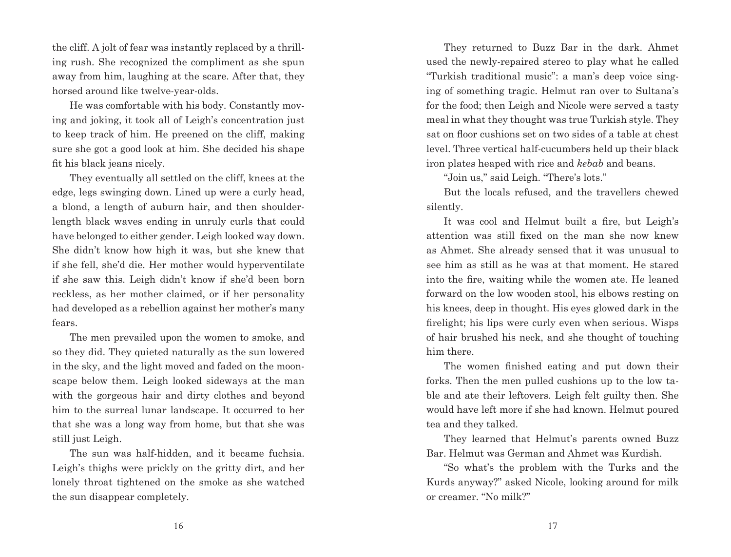the cliff. A jolt of fear was instantly replaced by a thrilling rush. She recognized the compliment as she spun away from him, laughing at the scare. After that, they horsed around like twelve-year-olds.

He was comfortable with his body. Constantly moving and joking, it took all of Leigh's concentration just to keep track of him. He preened on the cliff, making sure she got a good look at him. She decided his shape fit his black jeans nicely.

They eventually all settled on the cliff, knees at the edge, legs swinging down. Lined up were a curly head, a blond, a length of auburn hair, and then shoulder-length black waves ending in unruly curls that could have belonged to either gender. Leigh looked way down. She didn't know how high it was, but she knew that if she fell, she'd die. Her mother would hyperventilate if she saw this. Leigh didn't know if she'd been born reckless, as her mother claimed, or if her personality had developed as a rebellion against her mother's many fears.

The men prevailed upon the women to smoke, and so they did. They quieted naturally as the sun lowered in the sky, and the light moved and faded on the moonscape below them. Leigh looked sideways at the man with the gorgeous hair and dirty clothes and beyond him to the surreal lunar landscape. It occurred to her that she was a long way from home, but that she was still just Leigh.

The sun was half-hidden, and it became fuchsia. Leigh's thighs were prickly on the gritty dirt, and her lonely throat tightened on the smoke as she watched the sun disappear completely.

They returned to Buzz Bar in the dark. Ahmet used the newly-repaired stereo to play what he called "Turkish traditional music": a man's deep voice singing of something tragic. Helmut ran over to Sultana's for the food; then Leigh and Nicole were served a tasty meal in what they thought was true Turkish style. They sat on floor cushions set on two sides of a table at chest level. Three vertical half-cucumbers held up their black iron plates heaped with rice and *kebab* and beans.

"Join us," said Leigh. "There's lots."

But the locals refused, and the travellers chewed silently.

It was cool and Helmut built a fire, but Leigh's attention was still fixed on the man she now knew as Ahmet. She already sensed that it was unusual to see him as still as he was at that moment. He stared into the fire, waiting while the women ate. He leaned forward on the low wooden stool, his elbows resting on his knees, deep in thought. His eyes glowed dark in the firelight; his lips were curly even when serious. Wisps of hair brushed his neck, and she thought of touching him there.

The women finished eating and put down their forks. Then the men pulled cushions up to the low table and ate their leftovers. Leigh felt guilty then. She would have left more if she had known. Helmut poured tea and they talked.

They learned that Helmut's parents owned Buzz Bar. Helmut was German and Ahmet was Kurdish.

"So what's the problem with the Turks and the Kurds anyway?" asked Nicole, looking around for milk or creamer. "No milk?"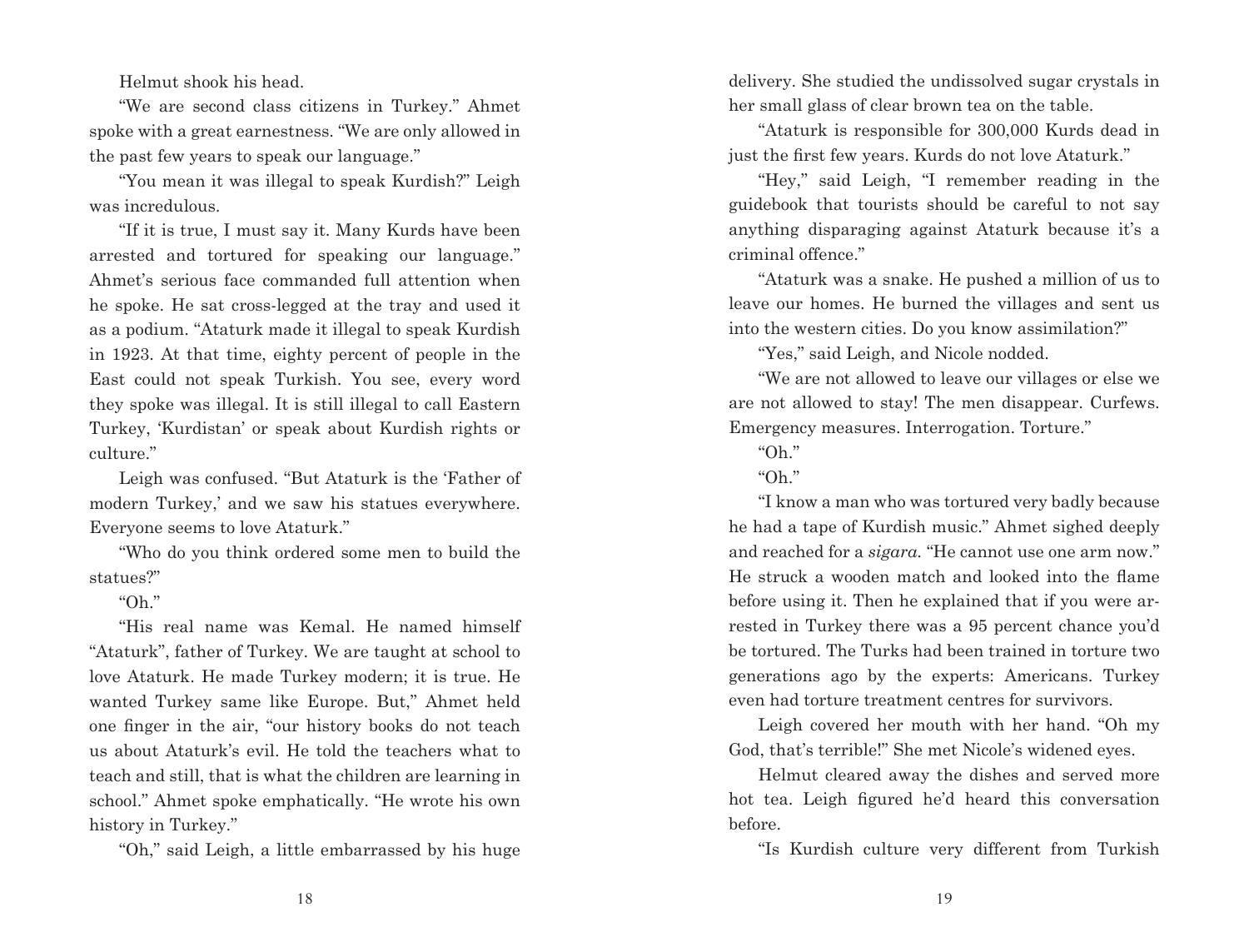Helmut shook his head.

"We are second class citizens in Turkey." Ahmet spoke with a great earnestness. "We are only allowed in the past few years to speak our language."

"You mean it was illegal to speak Kurdish?" Leigh was incredulous.

"If it is true, I must say it. Many Kurds have been arrested and tortured for speaking our language." Ahmet's serious face commanded full attention when he spoke. He sat cross-legged at the tray and used it as a podium. "Ataturk made it illegal to speak Kurdish in 1923. At that time, eighty percent of people in the East could not speak Turkish. You see, every word they spoke was illegal. It is still illegal to call Eastern Turkey, 'Kurdistan' or speak about Kurdish rights or culture."

Leigh was confused. "But Ataturk is the 'Father of modern Turkey,' and we saw his statues everywhere. Everyone seems to love Ataturk."

"Who do you think ordered some men to build the statues?"

"Oh."

"His real name was Kemal. He named himself "Ataturk", father of Turkey. We are taught at school to love Ataturk. He made Turkey modern; it is true. He wanted Turkey same like Europe. But," Ahmet held one finger in the air, "our history books do not teach us about Ataturk's evil. He told the teachers what to teach and still, that is what the children are learning in school." Ahmet spoke emphatically. "He wrote his own history in Turkey."

"Oh," said Leigh, a little embarrassed by his huge delivery. She studied the undissolved sugar crystals in her small glass of clear brown tea on the table.

"Ataturk is responsible for 300,000 Kurds dead in just the first few years. Kurds do not love Ataturk."

"Hey," said Leigh, "I remember reading in the guidebook that tourists should be careful to not say anything disparaging against Ataturk because it's a criminal offence."

"Ataturk was a snake. He pushed a million of us to leave our homes. He burned the villages and sent us into the western cities. Do you know assimilation?"

"Yes," said Leigh, and Nicole nodded.

"We are not allowed to leave our villages or else we are not allowed to stay! The men disappear. Curfews. Emergency measures. Interrogation. Torture."

"Oh."

"Oh."

"I know a man who was tortured very badly because he had a tape of Kurdish music." Ahmet sighed deeply and reached for a *sigara*. "He cannot use one arm now." He struck a wooden match and looked into the flame before using it. Then he explained that if you were arrested in Turkey there was a 95 percent chance you'd be tortured. The Turks had been trained in torture two generations ago by the experts: Americans. Turkey even had torture treatment centres for survivors.

Leigh covered her mouth with her hand. "Oh my God, that's terrible!" She met Nicole's widened eyes.

Helmut cleared away the dishes and served more hot tea. Leigh figured he'd heard this conversation before.

"Is Kurdish culture very different from Turkish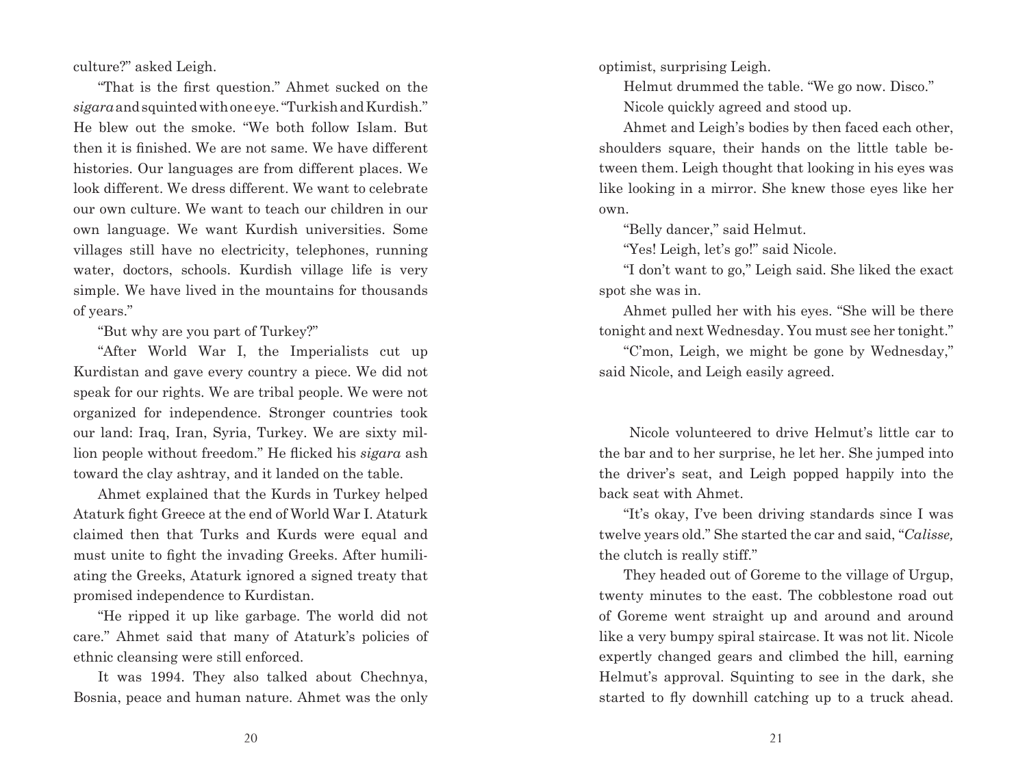culture?" asked Leigh.

"That is the first question." Ahmet sucked on the *sigara* and squinted with one eye. "Turkish and Kurdish." He blew out the smoke. "We both follow Islam. But then it is finished. We are not same. We have different histories. Our languages are from different places. We look different. We dress different. We want to celebrate our own culture. We want to teach our children in our own language. We want Kurdish universities. Some villages still have no electricity, telephones, running water, doctors, schools. Kurdish village life is very simple. We have lived in the mountains for thousands of years."

"But why are you part of Turkey?"

"After World War I, the Imperialists cut up Kurdistan and gave every country a piece. We did not speak for our rights. We are tribal people. We were not organized for independence. Stronger countries took our land: Iraq, Iran, Syria, Turkey. We are sixty million people without freedom." He flicked his *sigara* ash toward the clay ashtray, and it landed on the table.

Ahmet explained that the Kurds in Turkey helped Ataturk fight Greece at the end of World War I. Ataturk claimed then that Turks and Kurds were equal and must unite to fight the invading Greeks. After humiliating the Greeks, Ataturk ignored a signed treaty that promised independence to Kurdistan.

"He ripped it up like garbage. The world did not care." Ahmet said that many of Ataturk's policies of ethnic cleansing were still enforced.

It was 1994. They also talked about Chechnya, Bosnia, peace and human nature. Ahmet was the only optimist, surprising Leigh.

Helmut drummed the table. "We go now. Disco."

Nicole quickly agreed and stood up.

Ahmet and Leigh's bodies by then faced each other, shoulders square, their hands on the little table between them. Leigh thought that looking in his eyes was like looking in a mirror. She knew those eyes like her own.

"Belly dancer," said Helmut.

"Yes! Leigh, let's go!" said Nicole.

"I don't want to go," Leigh said. She liked the exact spot she was in.

Ahmet pulled her with his eyes. "She will be there tonight and next Wednesday. You must see her tonight."

"C'mon, Leigh, we might be gone by Wednesday," said Nicole, and Leigh easily agreed.

Nicole volunteered to drive Helmut's little car to the bar and to her surprise, he let her. She jumped into the driver's seat, and Leigh popped happily into the back seat with Ahmet.

"It's okay, I've been driving standards since I was twelve years old." She started the car and said, "*Calisse,* the clutch is really stiff."

They headed out of Goreme to the village of Urgup, twenty minutes to the east. The cobblestone road out of Goreme went straight up and around and around like a very bumpy spiral staircase. It was not lit. Nicole expertly changed gears and climbed the hill, earning Helmut's approval. Squinting to see in the dark, she started to fly downhill catching up to a truck ahead.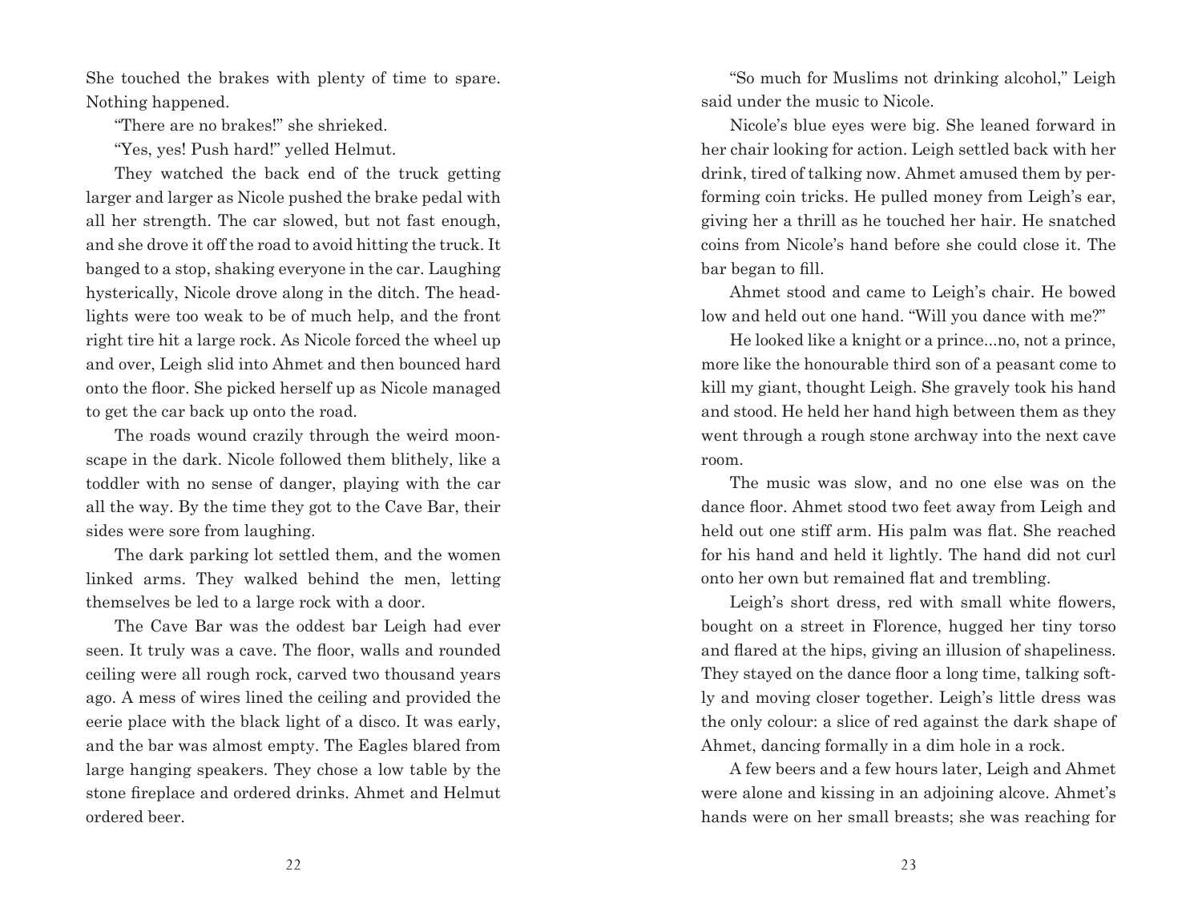She touched the brakes with plenty of time to spare. Nothing happened.

"There are no brakes!" she shrieked.

"Yes, yes! Push hard!" yelled Helmut.

They watched the back end of the truck getting larger and larger as Nicole pushed the brake pedal with all her strength. The car slowed, but not fast enough, and she drove it off the road to avoid hitting the truck. It banged to a stop, shaking everyone in the car. Laughing hysterically, Nicole drove along in the ditch. The headlights were too weak to be of much help, and the front right tire hit a large rock. As Nicole forced the wheel up and over, Leigh slid into Ahmet and then bounced hard onto the floor. She picked herself up as Nicole managed to get the car back up onto the road.

The roads wound crazily through the weird moonscape in the dark. Nicole followed them blithely, like a toddler with no sense of danger, playing with the car all the way. By the time they got to the Cave Bar, their sides were sore from laughing.

The dark parking lot settled them, and the women linked arms. They walked behind the men, letting themselves be led to a large rock with a door.

The Cave Bar was the oddest bar Leigh had ever seen. It truly was a cave. The floor, walls and rounded ceiling were all rough rock, carved two thousand years ago. A mess of wires lined the ceiling and provided the eerie place with the black light of a disco. It was early, and the bar was almost empty. The Eagles blared from large hanging speakers. They chose a low table by the stone fireplace and ordered drinks. Ahmet and Helmut ordered beer.

"So much for Muslims not drinking alcohol," Leigh said under the music to Nicole.

Nicole's blue eyes were big. She leaned forward in her chair looking for action. Leigh settled back with her drink, tired of talking now. Ahmet amused them by performing coin tricks. He pulled money from Leigh's ear, giving her a thrill as he touched her hair. He snatched coins from Nicole's hand before she could close it. The bar began to fill.

Ahmet stood and came to Leigh's chair. He bowed low and held out one hand. "Will you dance with me?"

He looked like a knight or a prince...no, not a prince, more like the honourable third son of a peasant come to kill my giant, thought Leigh. She gravely took his hand and stood. He held her hand high between them as they went through a rough stone archway into the next cave room.

The music was slow, and no one else was on the dance floor. Ahmet stood two feet away from Leigh and held out one stiff arm. His palm was flat. She reached for his hand and held it lightly. The hand did not curl onto her own but remained flat and trembling.

Leigh's short dress, red with small white flowers, bought on a street in Florence, hugged her tiny torso and flared at the hips, giving an illusion of shapeliness. They stayed on the dance floor a long time, talking softly and moving closer together. Leigh's little dress was the only colour: a slice of red against the dark shape of Ahmet, dancing formally in a dim hole in a rock.

A few beers and a few hours later, Leigh and Ahmet were alone and kissing in an adjoining alcove. Ahmet's hands were on her small breasts; she was reaching for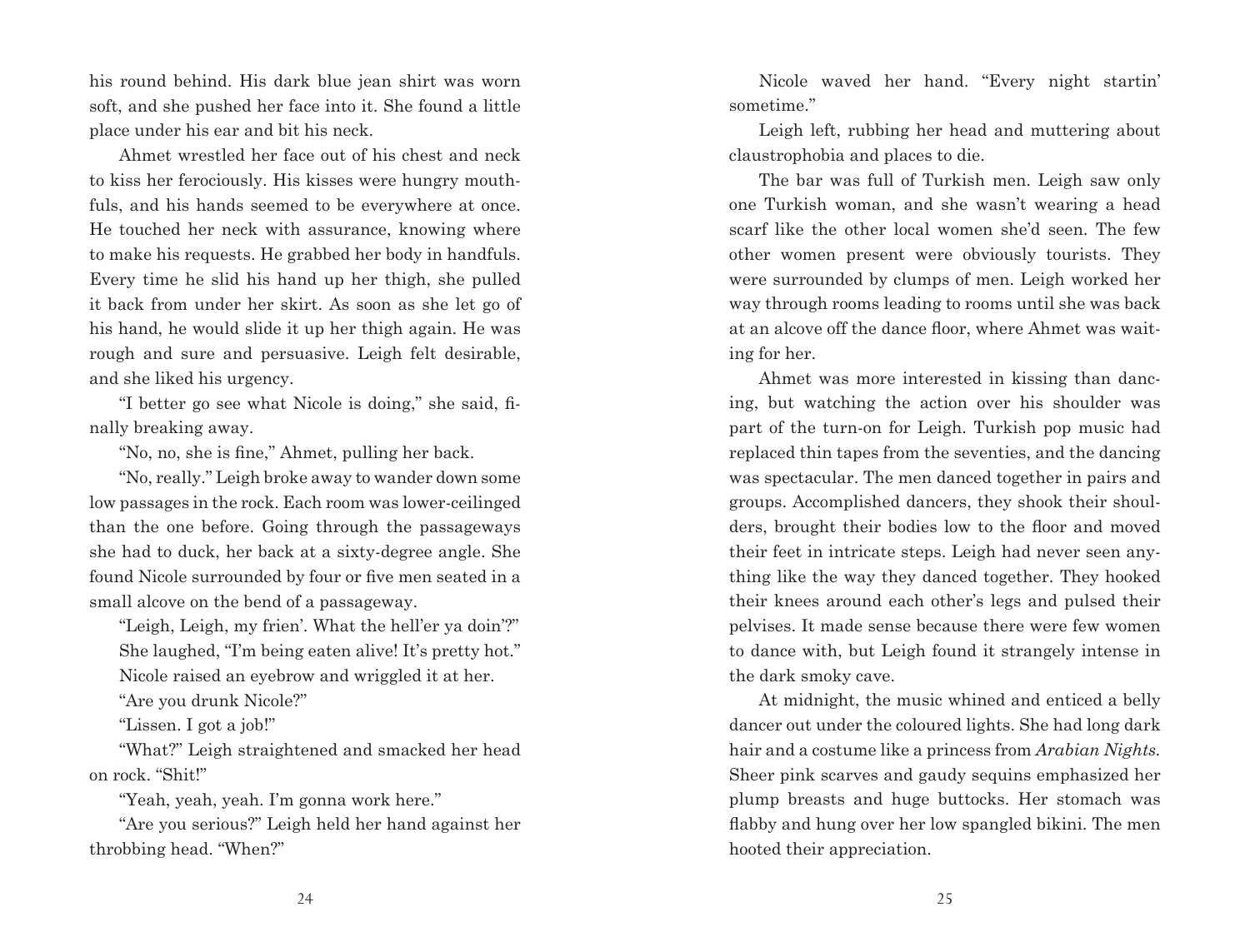his round behind. His dark blue jean shirt was worn soft, and she pushed her face into it. She found a little place under his ear and bit his neck.

Ahmet wrestled her face out of his chest and neck to kiss her ferociously. His kisses were hungry mouthfuls, and his hands seemed to be everywhere at once. He touched her neck with assurance, knowing where to make his requests. He grabbed her body in handfuls. Every time he slid his hand up her thigh, she pulled it back from under her skirt. As soon as she let go of his hand, he would slide it up her thigh again. He was rough and sure and persuasive. Leigh felt desirable, and she liked his urgency.

"I better go see what Nicole is doing," she said, finally breaking away.

"No, no, she is fine," Ahmet, pulling her back.

"No, really." Leigh broke away to wander down some low passages in the rock. Each room was lower-ceilinged than the one before. Going through the passageways she had to duck, her back at a sixty-degree angle. She found Nicole surrounded by four or five men seated in a small alcove on the bend of a passageway.

"Leigh, Leigh, my frien'. What the hell'er ya doin'?"

She laughed, "I'm being eaten alive! It's pretty hot."

Nicole raised an eyebrow and wriggled it at her.

"Are you drunk Nicole?"

"Lissen. I got a job!"

"What?" Leigh straightened and smacked her head on rock. "Shit!"

"Yeah, yeah, yeah. I'm gonna work here."

"Are you serious?" Leigh held her hand against her throbbing head. "When?"

Nicole waved her hand. "Every night startin' sometime."

Leigh left, rubbing her head and muttering about claustrophobia and places to die.

The bar was full of Turkish men. Leigh saw only one Turkish woman, and she wasn't wearing a head scarf like the other local women she'd seen. The few other women present were obviously tourists. They were surrounded by clumps of men. Leigh worked her way through rooms leading to rooms until she was back at an alcove off the dance floor, where Ahmet was waiting for her.

Ahmet was more interested in kissing than dancing, but watching the action over his shoulder was part of the turn-on for Leigh. Turkish pop music had replaced thin tapes from the seventies, and the dancing was spectacular. The men danced together in pairs and groups. Accomplished dancers, they shook their shoulders, brought their bodies low to the floor and moved their feet in intricate steps. Leigh had never seen anything like the way they danced together. They hooked their knees around each other's legs and pulsed their pelvises. It made sense because there were few women to dance with, but Leigh found it strangely intense in the dark smoky cave.

At midnight, the music whined and enticed a belly dancer out under the coloured lights. She had long dark hair and a costume like a princess from *Arabian Nights*. Sheer pink scarves and gaudy sequins emphasized her plump breasts and huge buttocks. Her stomach was flabby and hung over her low spangled bikini. The men hooted their appreciation.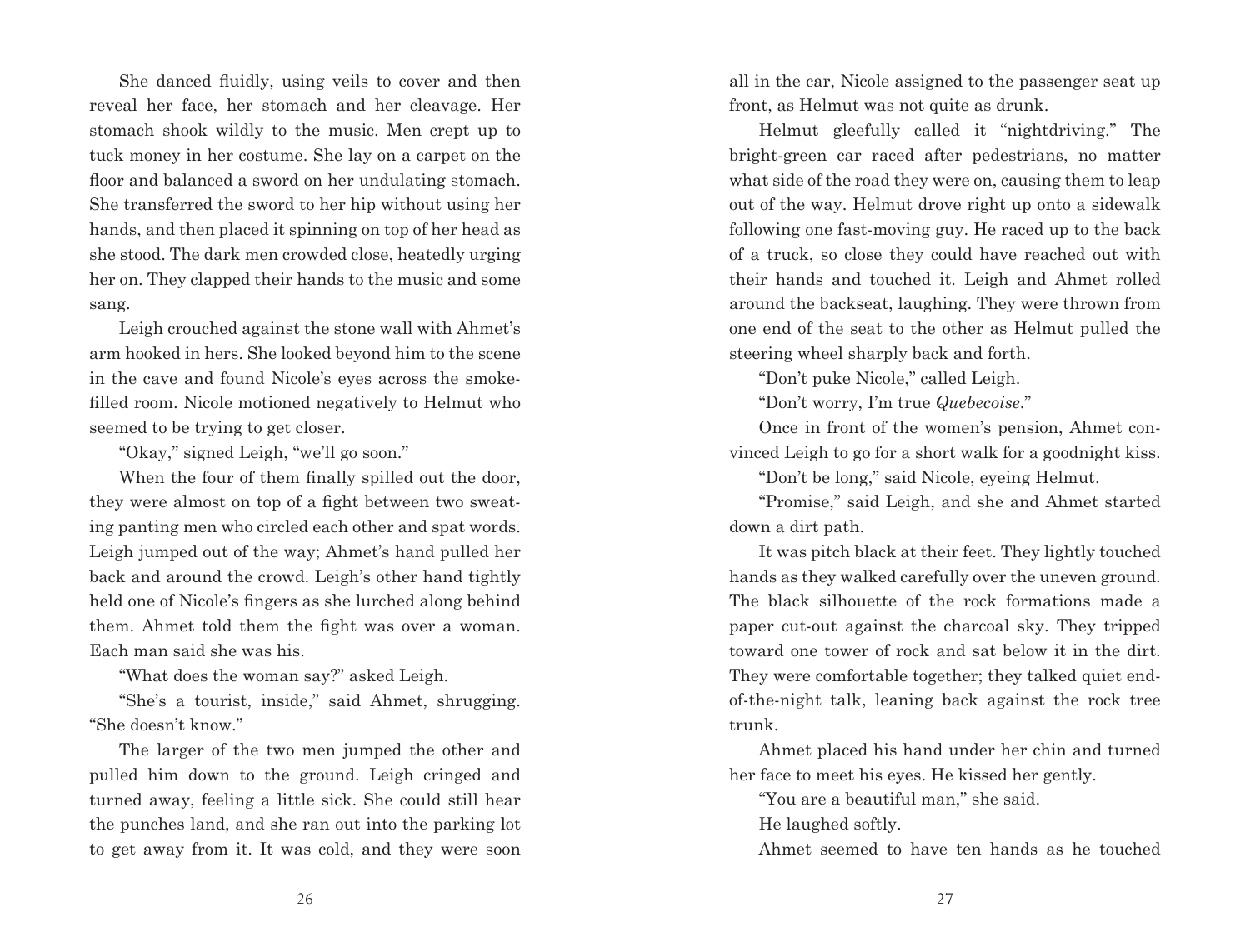She danced fluidly, using veils to cover and then reveal her face, her stomach and her cleavage. Her stomach shook wildly to the music. Men crept up to tuck money in her costume. She lay on a carpet on the floor and balanced a sword on her undulating stomach. She transferred the sword to her hip without using her hands, and then placed it spinning on top of her head as she stood. The dark men crowded close, heatedly urging her on. They clapped their hands to the music and some sang.

Leigh crouched against the stone wall with Ahmet's arm hooked in hers. She looked beyond him to the scene in the cave and found Nicole's eyes across the smoke-filled room. Nicole motioned negatively to Helmut who seemed to be trying to get closer.

"Okay," signed Leigh, "we'll go soon."

When the four of them finally spilled out the door, they were almost on top of a fight between two sweating panting men who circled each other and spat words. Leigh jumped out of the way; Ahmet's hand pulled her back and around the crowd. Leigh's other hand tightly held one of Nicole's fingers as she lurched along behind them. Ahmet told them the fight was over a woman. Each man said she was his.

"What does the woman say?" asked Leigh.

"She's a tourist, inside," said Ahmet, shrugging. "She doesn't know."

The larger of the two men jumped the other and pulled him down to the ground. Leigh cringed and turned away, feeling a little sick. She could still hear the punches land, and she ran out into the parking lot to get away from it. It was cold, and they were soon all in the car, Nicole assigned to the passenger seat up front, as Helmut was not quite as drunk.

Helmut gleefully called it "nightdriving." The bright-green car raced after pedestrians, no matter what side of the road they were on, causing them to leap out of the way. Helmut drove right up onto a sidewalk following one fast-moving guy. He raced up to the back of a truck, so close they could have reached out with their hands and touched it. Leigh and Ahmet rolled around the backseat, laughing. They were thrown from one end of the seat to the other as Helmut pulled the steering wheel sharply back and forth.

"Don't puke Nicole," called Leigh.

"Don't worry, I'm true *Quebecoise*."

Once in front of the women's pension, Ahmet convinced Leigh to go for a short walk for a goodnight kiss.

"Don't be long," said Nicole, eyeing Helmut.

"Promise," said Leigh, and she and Ahmet started down a dirt path.

It was pitch black at their feet. They lightly touched hands as they walked carefully over the uneven ground. The black silhouette of the rock formations made a paper cut-out against the charcoal sky. They tripped toward one tower of rock and sat below it in the dirt. They were comfortable together; they talked quiet end-of-the-night talk, leaning back against the rock tree trunk.

Ahmet placed his hand under her chin and turned her face to meet his eyes. He kissed her gently.

"You are a beautiful man," she said.

He laughed softly.

Ahmet seemed to have ten hands as he touched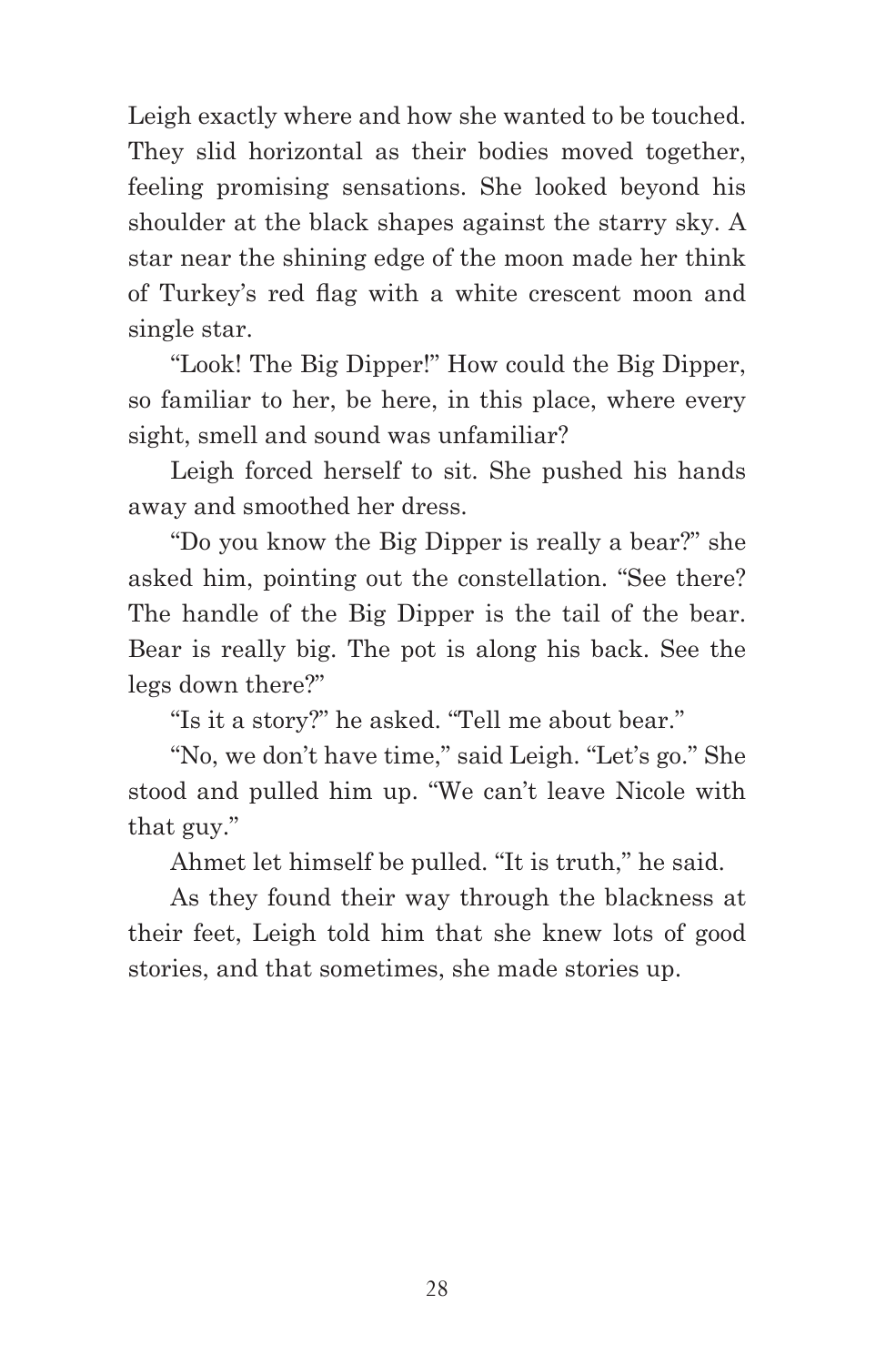Leigh exactly where and how she wanted to be touched. They slid horizontal as their bodies moved together, feeling promising sensations. She looked beyond his shoulder at the black shapes against the starry sky. A star near the shining edge of the moon made her think of Turkey's red flag with a white crescent moon and single star.

"Look! The Big Dipper!" How could the Big Dipper, so familiar to her, be here, in this place, where every sight, smell and sound was unfamiliar?

Leigh forced herself to sit. She pushed his hands away and smoothed her dress.

"Do you know the Big Dipper is really a bear?" she asked him, pointing out the constellation. "See there? The handle of the Big Dipper is the tail of the bear. Bear is really big. The pot is along his back. See the legs down there?"

"Is it a story?" he asked. "Tell me about bear."

"No, we don't have time," said Leigh. "Let's go." She stood and pulled him up. "We can't leave Nicole with that guy."

Ahmet let himself be pulled. "It is truth," he said.

As they found their way through the blackness at their feet, Leigh told him that she knew lots of good stories, and that sometimes, she made stories up.